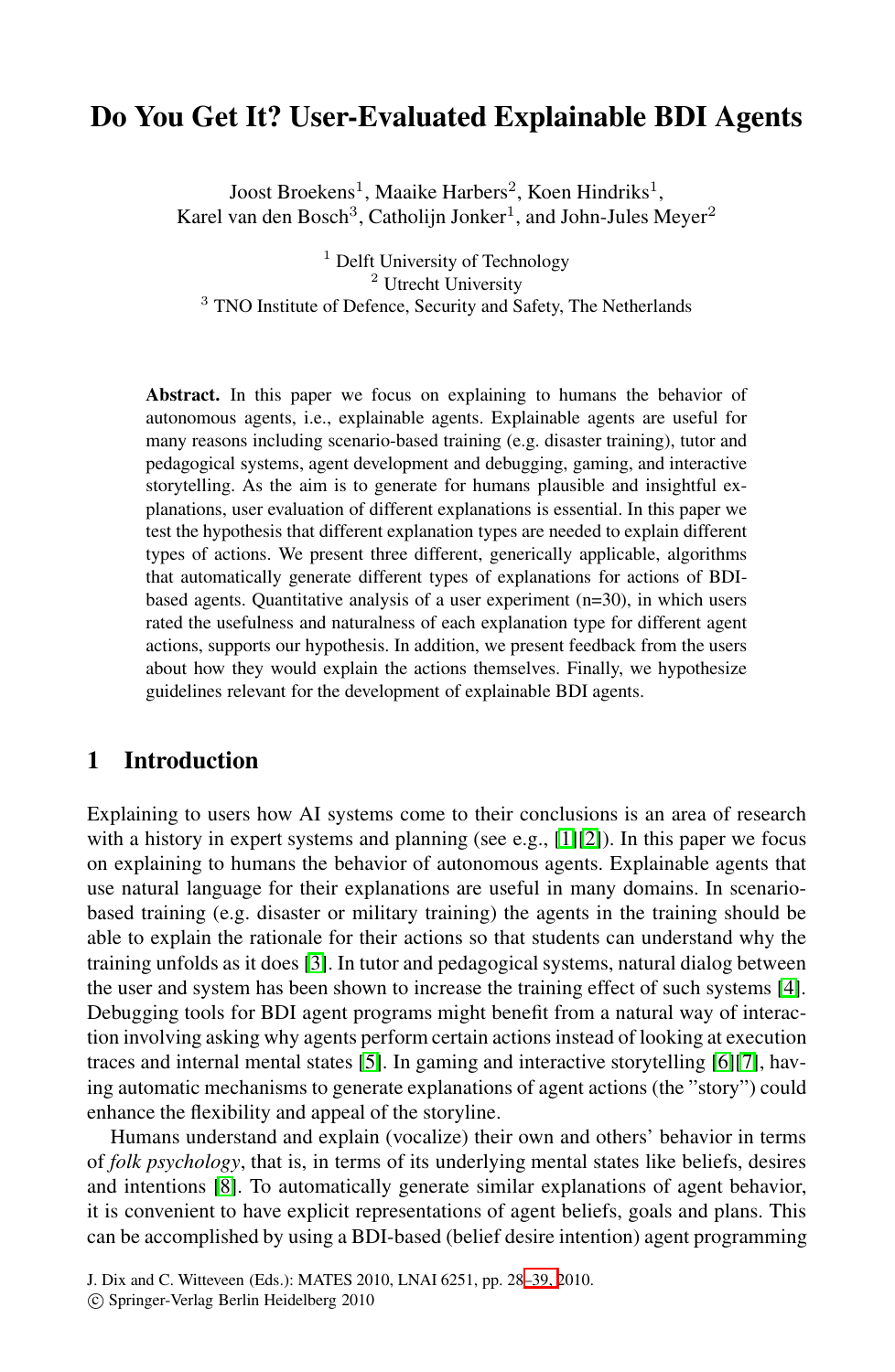# Do You Get It? User-Evaluated Explainable BDI Agents

Joost Broekens[1], Maaike Harbers[2], Koen Hindriks[1], Karel van den Bosch[3], Catholijn Jonker[1], and John-Jules Meyer[2]

[1] Delft University of Technology
[2] Utrecht University
[3] TNO Institute of Defence, Security and Safety, The Netherlands

**Abstract.** In this paper we focus on explaining to humans the behavior of autonomous agents, i.e., explainable agents. Explainable agents are useful for many reasons including scenario-based training (e.g. disaster training), tutor and pedagogical systems, agent development and debugging, gaming, and interactive storytelling. As the aim is to generate for humans plausible and insightful explanations, user evaluation of different explanations is essential. In this paper we test the hypothesis that different explanation types are needed to explain different types of actions. We present three different, generically applicable, algorithms that automatically generate different types of explanations for actions of BDI-based agents. Quantitative analysis of a user experiment (n=30), in which users rated the usefulness and naturalness of each explanation type for different agent actions, supports our hypothesis. In addition, we present feedback from the users about how they would explain the actions themselves. Finally, we hypothesize guidelines relevant for the development of explainable BDI agents.

## 1 Introduction

Explaining to users how AI systems come to their conclusions is an area of research with a history in expert systems and planning (see e.g., [1][2]). In this paper we focus on explaining to humans the behavior of autonomous agents. Explainable agents that use natural language for their explanations are useful in many domains. In scenario-based training (e.g. disaster or military training) the agents in the training should be able to explain the rationale for their actions so that students can understand why the training unfolds as it does [3]. In tutor and pedagogical systems, natural dialog between the user and system has been shown to increase the training effect of such systems [4]. Debugging tools for BDI agent programs might benefit from a natural way of interaction involving asking why agents perform certain actions instead of looking at execution traces and internal mental states [5]. In gaming and interactive storytelling [6][7], having automatic mechanisms to generate explanations of agent actions (the "story") could enhance the flexibility and appeal of the storyline.

Humans understand and explain (vocalize) their own and others' behavior in terms of *folk psychology*, that is, in terms of its underlying mental states like beliefs, desires and intentions [8]. To automatically generate similar explanations of agent behavior, it is convenient to have explicit representations of agent beliefs, goals and plans. This can be accomplished by using a BDI-based (belief desire intention) agent programming

J. Dix and C. Witteveen (Eds.): MATES 2010, LNAI 6251, pp. 28–39, 2010.
© Springer-Verlag Berlin Heidelberg 2010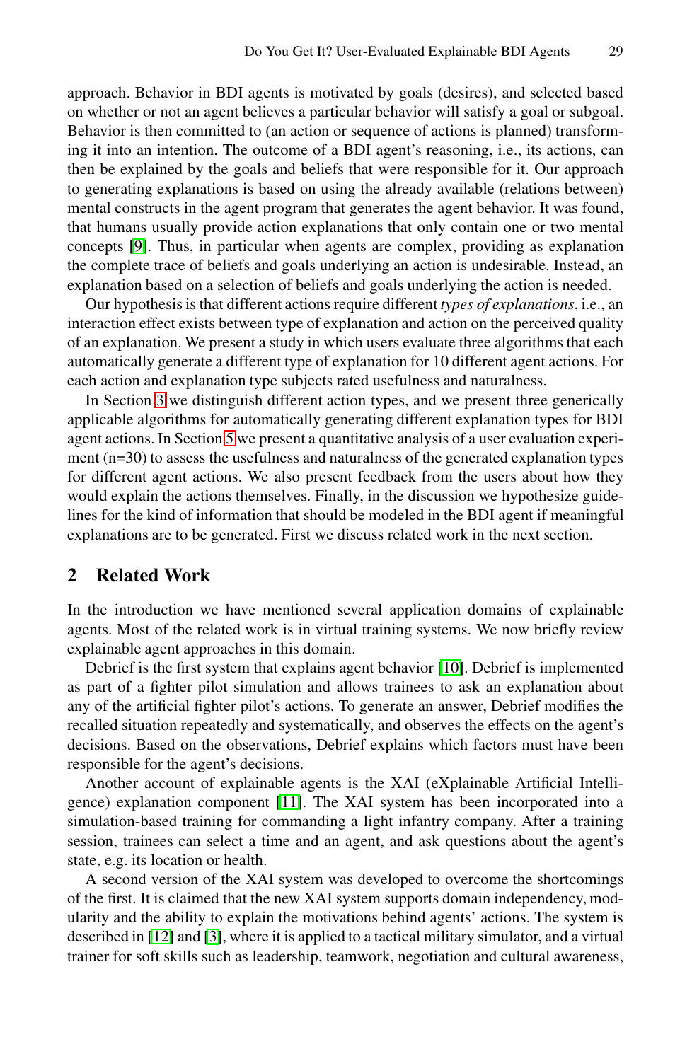approach. Behavior in BDI agents is motivated by goals (desires), and selected based on whether or not an agent believes a particular behavior will satisfy a goal or subgoal. Behavior is then committed to (an action or sequence of actions is planned) transforming it into an intention. The outcome of a BDI agent's reasoning, i.e., its actions, can then be explained by the goals and beliefs that were responsible for it. Our approach to generating explanations is based on using the already available (relations between) mental constructs in the agent program that generates the agent behavior. It was found, that humans usually provide action explanations that only contain one or two mental concepts [9]. Thus, in particular when agents are complex, providing as explanation the complete trace of beliefs and goals underlying an action is undesirable. Instead, an explanation based on a selection of beliefs and goals underlying the action is needed.

Our hypothesis is that different actions require different *types of explanations*, i.e., an interaction effect exists between type of explanation and action on the perceived quality of an explanation. We present a study in which users evaluate three algorithms that each automatically generate a different type of explanation for 10 different agent actions. For each action and explanation type subjects rated usefulness and naturalness.

In Section 3 we distinguish different action types, and we present three generically applicable algorithms for automatically generating different explanation types for BDI agent actions. In Section 5 we present a quantitative analysis of a user evaluation experiment (n=30) to assess the usefulness and naturalness of the generated explanation types for different agent actions. We also present feedback from the users about how they would explain the actions themselves. Finally, in the discussion we hypothesize guidelines for the kind of information that should be modeled in the BDI agent if meaningful explanations are to be generated. First we discuss related work in the next section.

## 2 Related Work

In the introduction we have mentioned several application domains of explainable agents. Most of the related work is in virtual training systems. We now briefly review explainable agent approaches in this domain.

Debrief is the first system that explains agent behavior [10]. Debrief is implemented as part of a fighter pilot simulation and allows trainees to ask an explanation about any of the artificial fighter pilot's actions. To generate an answer, Debrief modifies the recalled situation repeatedly and systematically, and observes the effects on the agent's decisions. Based on the observations, Debrief explains which factors must have been responsible for the agent's decisions.

Another account of explainable agents is the XAI (eXplainable Artificial Intelligence) explanation component [11]. The XAI system has been incorporated into a simulation-based training for commanding a light infantry company. After a training session, trainees can select a time and an agent, and ask questions about the agent's state, e.g. its location or health.

A second version of the XAI system was developed to overcome the shortcomings of the first. It is claimed that the new XAI system supports domain independency, modularity and the ability to explain the motivations behind agents' actions. The system is described in [12] and [3], where it is applied to a tactical military simulator, and a virtual trainer for soft skills such as leadership, teamwork, negotiation and cultural awareness,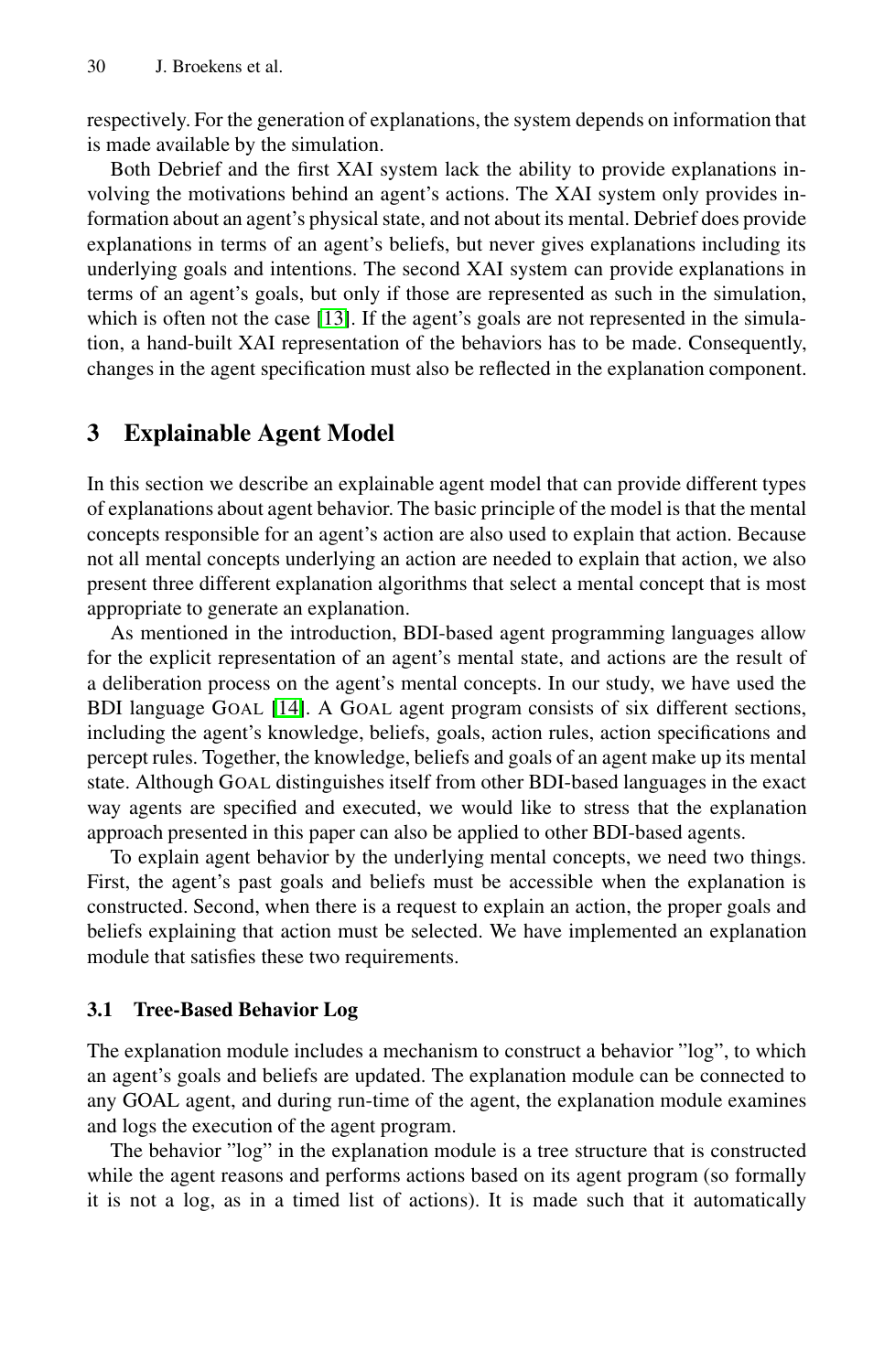respectively. For the generation of explanations, the system depends on information that is made available by the simulation.

Both Debrief and the first XAI system lack the ability to provide explanations involving the motivations behind an agent's actions. The XAI system only provides information about an agent's physical state, and not about its mental. Debrief does provide explanations in terms of an agent's beliefs, but never gives explanations including its underlying goals and intentions. The second XAI system can provide explanations in terms of an agent's goals, but only if those are represented as such in the simulation, which is often not the case [13]. If the agent's goals are not represented in the simulation, a hand-built XAI representation of the behaviors has to be made. Consequently, changes in the agent specification must also be reflected in the explanation component.

## 3 Explainable Agent Model

In this section we describe an explainable agent model that can provide different types of explanations about agent behavior. The basic principle of the model is that the mental concepts responsible for an agent's action are also used to explain that action. Because not all mental concepts underlying an action are needed to explain that action, we also present three different explanation algorithms that select a mental concept that is most appropriate to generate an explanation.

As mentioned in the introduction, BDI-based agent programming languages allow for the explicit representation of an agent's mental state, and actions are the result of a deliberation process on the agent's mental concepts. In our study, we have used the BDI language GOAL [14]. A GOAL agent program consists of six different sections, including the agent's knowledge, beliefs, goals, action rules, action specifications and percept rules. Together, the knowledge, beliefs and goals of an agent make up its mental state. Although GOAL distinguishes itself from other BDI-based languages in the exact way agents are specified and executed, we would like to stress that the explanation approach presented in this paper can also be applied to other BDI-based agents.

To explain agent behavior by the underlying mental concepts, we need two things. First, the agent's past goals and beliefs must be accessible when the explanation is constructed. Second, when there is a request to explain an action, the proper goals and beliefs explaining that action must be selected. We have implemented an explanation module that satisfies these two requirements.

### 3.1 Tree-Based Behavior Log

The explanation module includes a mechanism to construct a behavior "log", to which an agent's goals and beliefs are updated. The explanation module can be connected to any GOAL agent, and during run-time of the agent, the explanation module examines and logs the execution of the agent program.

The behavior "log" in the explanation module is a tree structure that is constructed while the agent reasons and performs actions based on its agent program (so formally it is not a log, as in a timed list of actions). It is made such that it automatically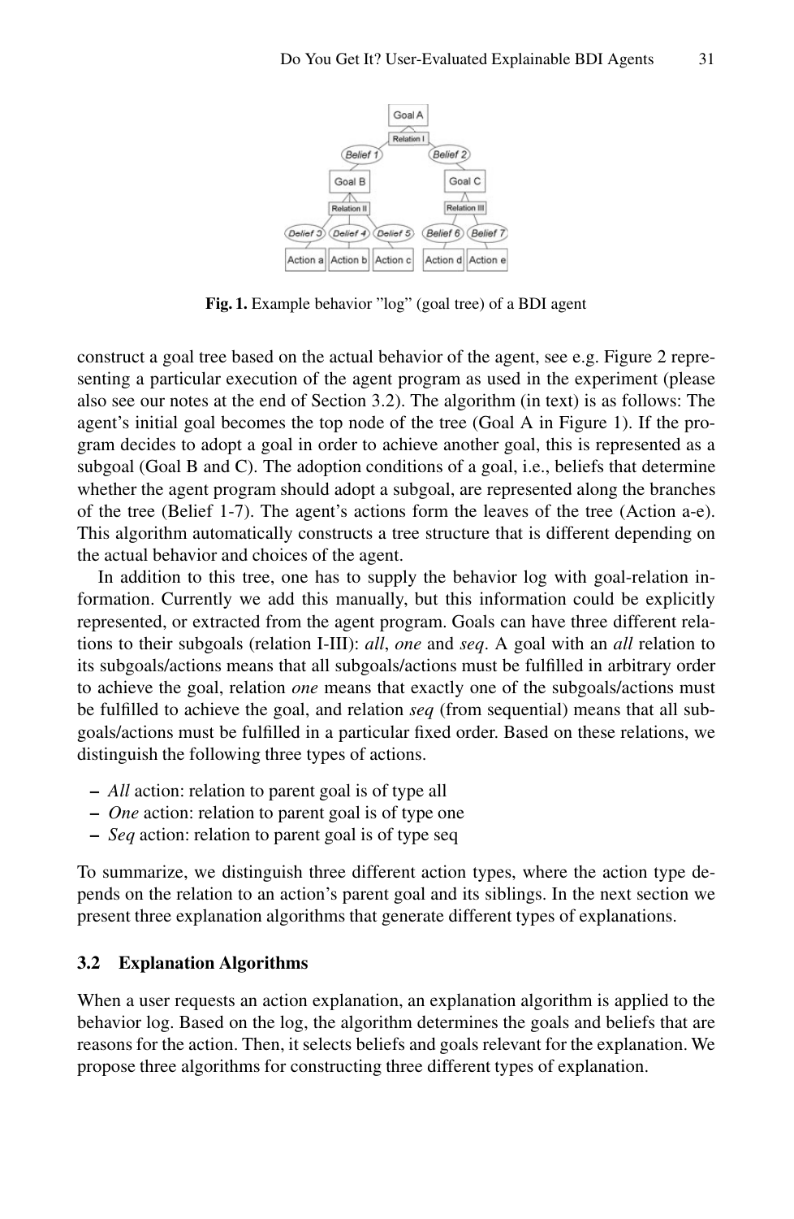Goal A

Relation I

Belief 1

Belief 2

Goal B

Goal C

Relation II

Relation III

Belief 3

Belief 4

Belief 5

Belief 6

Belief 7

Action a

Action b

Action c

Action d

Action e

**Fig. 1.** Example behavior "log" (goal tree) of a BDI agent

construct a goal tree based on the actual behavior of the agent, see e.g. Figure 2 representing a particular execution of the agent program as used in the experiment (please also see our notes at the end of Section 3.2). The algorithm (in text) is as follows: The agent's initial goal becomes the top node of the tree (Goal A in Figure 1). If the program decides to adopt a goal in order to achieve another goal, this is represented as a subgoal (Goal B and C). The adoption conditions of a goal, i.e., beliefs that determine whether the agent program should adopt a subgoal, are represented along the branches of the tree (Belief 1-7). The agent's actions form the leaves of the tree (Action a-e). This algorithm automatically constructs a tree structure that is different depending on the actual behavior and choices of the agent.

In addition to this tree, one has to supply the behavior log with goal-relation information. Currently we add this manually, but this information could be explicitly represented, or extracted from the agent program. Goals can have three different relations to their subgoals (relation I-III): *all*, *one* and *seq*. A goal with an *all* relation to its subgoals/actions means that all subgoals/actions must be fulfilled in arbitrary order to achieve the goal, relation *one* means that exactly one of the subgoals/actions must be fulfilled to achieve the goal, and relation *seq* (from sequential) means that all subgoals/actions must be fulfilled in a particular fixed order. Based on these relations, we distinguish the following three types of actions.

- *All* action: relation to parent goal is of type all
- *One* action: relation to parent goal is of type one
- *Seq* action: relation to parent goal is of type seq

To summarize, we distinguish three different action types, where the action type depends on the relation to an action's parent goal and its siblings. In the next section we present three explanation algorithms that generate different types of explanations.

### 3.2 Explanation Algorithms

When a user requests an action explanation, an explanation algorithm is applied to the behavior log. Based on the log, the algorithm determines the goals and beliefs that are reasons for the action. Then, it selects beliefs and goals relevant for the explanation. We propose three algorithms for constructing three different types of explanation.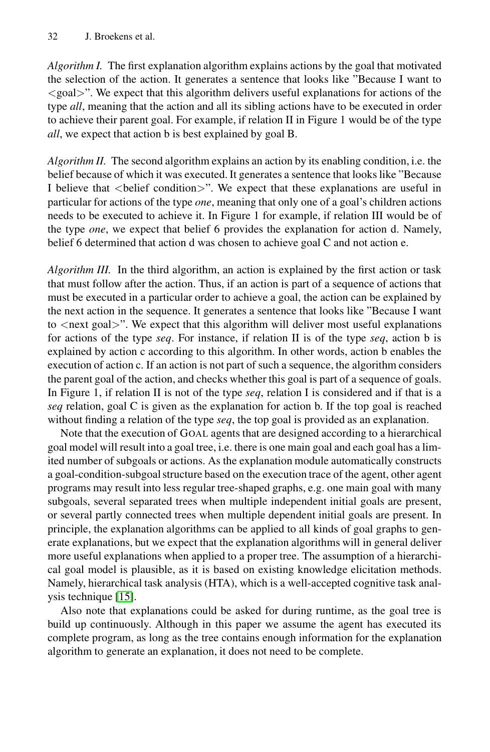*Algorithm I.* The first explanation algorithm explains actions by the goal that motivated the selection of the action. It generates a sentence that looks like "Because I want to <goal>". We expect that this algorithm delivers useful explanations for actions of the type *all*, meaning that the action and all its sibling actions have to be executed in order to achieve their parent goal. For example, if relation II in Figure 1 would be of the type *all*, we expect that action b is best explained by goal B.

*Algorithm II.* The second algorithm explains an action by its enabling condition, i.e. the belief because of which it was executed. It generates a sentence that looks like "Because I believe that <belief condition>". We expect that these explanations are useful in particular for actions of the type *one*, meaning that only one of a goal's children actions needs to be executed to achieve it. In Figure 1 for example, if relation III would be of the type *one*, we expect that belief 6 provides the explanation for action d. Namely, belief 6 determined that action d was chosen to achieve goal C and not action e.

*Algorithm III.* In the third algorithm, an action is explained by the first action or task that must follow after the action. Thus, if an action is part of a sequence of actions that must be executed in a particular order to achieve a goal, the action can be explained by the next action in the sequence. It generates a sentence that looks like "Because I want to <next goal>". We expect that this algorithm will deliver most useful explanations for actions of the type *seq*. For instance, if relation II is of the type *seq*, action b is explained by action c according to this algorithm. In other words, action b enables the execution of action c. If an action is not part of such a sequence, the algorithm considers the parent goal of the action, and checks whether this goal is part of a sequence of goals. In Figure 1, if relation II is not of the type *seq*, relation I is considered and if that is a *seq* relation, goal C is given as the explanation for action b. If the top goal is reached without finding a relation of the type *seq*, the top goal is provided as an explanation.

Note that the execution of GOAL agents that are designed according to a hierarchical goal model will result into a goal tree, i.e. there is one main goal and each goal has a limited number of subgoals or actions. As the explanation module automatically constructs a goal-condition-subgoal structure based on the execution trace of the agent, other agent programs may result into less regular tree-shaped graphs, e.g. one main goal with many subgoals, several separated trees when multiple independent initial goals are present, or several partly connected trees when multiple dependent initial goals are present. In principle, the explanation algorithms can be applied to all kinds of goal graphs to generate explanations, but we expect that the explanation algorithms will in general deliver more useful explanations when applied to a proper tree. The assumption of a hierarchical goal model is plausible, as it is based on existing knowledge elicitation methods. Namely, hierarchical task analysis (HTA), which is a well-accepted cognitive task analysis technique [15].

Also note that explanations could be asked for during runtime, as the goal tree is build up continuously. Although in this paper we assume the agent has executed its complete program, as long as the tree contains enough information for the explanation algorithm to generate an explanation, it does not need to be complete.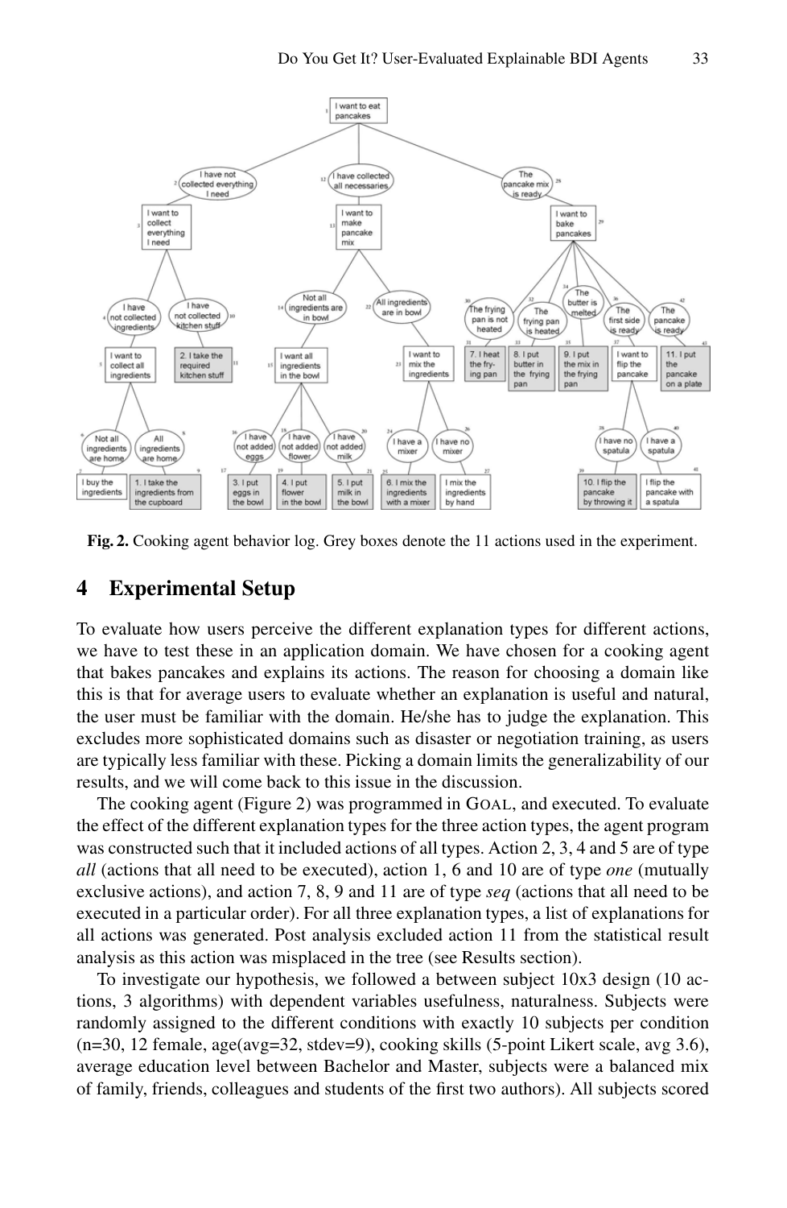Fig. 2. Cooking agent behavior log. Grey boxes denote the 11 actions used in the experiment.

## 4 Experimental Setup

To evaluate how users perceive the different explanation types for different actions, we have to test these in an application domain. We have chosen for a cooking agent that bakes pancakes and explains its actions. The reason for choosing a domain like this is that for average users to evaluate whether an explanation is useful and natural, the user must be familiar with the domain. He/she has to judge the explanation. This excludes more sophisticated domains such as disaster or negotiation training, as users are typically less familiar with these. Picking a domain limits the generalizability of our results, and we will come back to this issue in the discussion.

The cooking agent (Figure 2) was programmed in GOAL, and executed. To evaluate the effect of the different explanation types for the three action types, the agent program was constructed such that it included actions of all types. Action 2, 3, 4 and 5 are of type *all* (actions that all need to be executed), action 1, 6 and 10 are of type *one* (mutually exclusive actions), and action 7, 8, 9 and 11 are of type *seq* (actions that all need to be executed in a particular order). For all three explanation types, a list of explanations for all actions was generated. Post analysis excluded action 11 from the statistical result analysis as this action was misplaced in the tree (see Results section).

To investigate our hypothesis, we followed a between subject 10x3 design (10 actions, 3 algorithms) with dependent variables usefulness, naturalness. Subjects were randomly assigned to the different conditions with exactly 10 subjects per condition (n=30, 12 female, age(avg=32, stdev=9), cooking skills (5-point Likert scale, avg 3.6), average education level between Bachelor and Master, subjects were a balanced mix of family, friends, colleagues and students of the first two authors). All subjects scored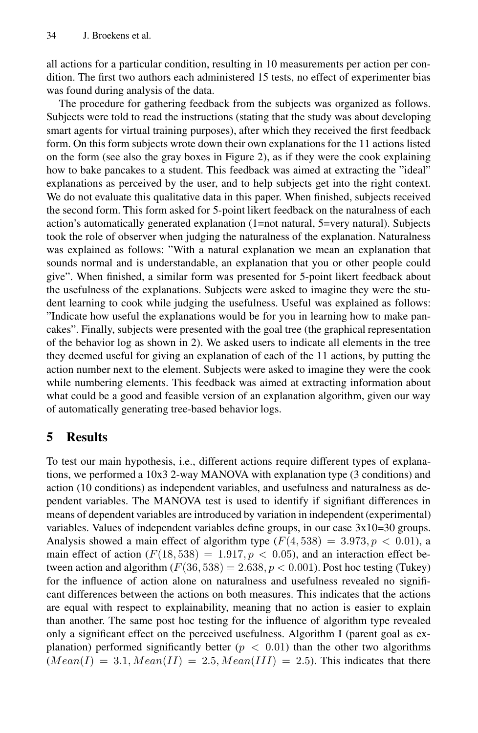all actions for a particular condition, resulting in 10 measurements per action per condition. The first two authors each administered 15 tests, no effect of experimenter bias was found during analysis of the data.

The procedure for gathering feedback from the subjects was organized as follows. Subjects were told to read the instructions (stating that the study was about developing smart agents for virtual training purposes), after which they received the first feedback form. On this form subjects wrote down their own explanations for the 11 actions listed on the form (see also the gray boxes in Figure 2), as if they were the cook explaining how to bake pancakes to a student. This feedback was aimed at extracting the "ideal" explanations as perceived by the user, and to help subjects get into the right context. We do not evaluate this qualitative data in this paper. When finished, subjects received the second form. This form asked for 5-point likert feedback on the naturalness of each action's automatically generated explanation (1=not natural, 5=very natural). Subjects took the role of observer when judging the naturalness of the explanation. Naturalness was explained as follows: "With a natural explanation we mean an explanation that sounds normal and is understandable, an explanation that you or other people could give". When finished, a similar form was presented for 5-point likert feedback about the usefulness of the explanations. Subjects were asked to imagine they were the student learning to cook while judging the usefulness. Useful was explained as follows: "Indicate how useful the explanations would be for you in learning how to make pancakes". Finally, subjects were presented with the goal tree (the graphical representation of the behavior log as shown in 2). We asked users to indicate all elements in the tree they deemed useful for giving an explanation of each of the 11 actions, by putting the action number next to the element. Subjects were asked to imagine they were the cook while numbering elements. This feedback was aimed at extracting information about what could be a good and feasible version of an explanation algorithm, given our way of automatically generating tree-based behavior logs.

## 5 Results

To test our main hypothesis, i.e., different actions require different types of explanations, we performed a 10x3 2-way MANOVA with explanation type (3 conditions) and action (10 conditions) as independent variables, and usefulness and naturalness as dependent variables. The MANOVA test is used to identify if signifiant differences in means of dependent variables are introduced by variation in independent (experimental) variables. Values of independent variables define groups, in our case 3x10=30 groups. Analysis showed a main effect of algorithm type ($F(4, 538) = 3.973, p < 0.01$), a main effect of action ($F(18, 538) = 1.917, p < 0.05$), and an interaction effect between action and algorithm ($F(36, 538) = 2.638, p < 0.001$). Post hoc testing (Tukey) for the influence of action alone on naturalness and usefulness revealed no significant differences between the actions on both measures. This indicates that the actions are equal with respect to explainability, meaning that no action is easier to explain than another. The same post hoc testing for the influence of algorithm type revealed only a significant effect on the perceived usefulness. Algorithm I (parent goal as explanation) performed significantly better ($p < 0.01$) than the other two algorithms ($Mean(I) = 3.1, Mean(II) = 2.5, Mean(III) = 2.5$). This indicates that there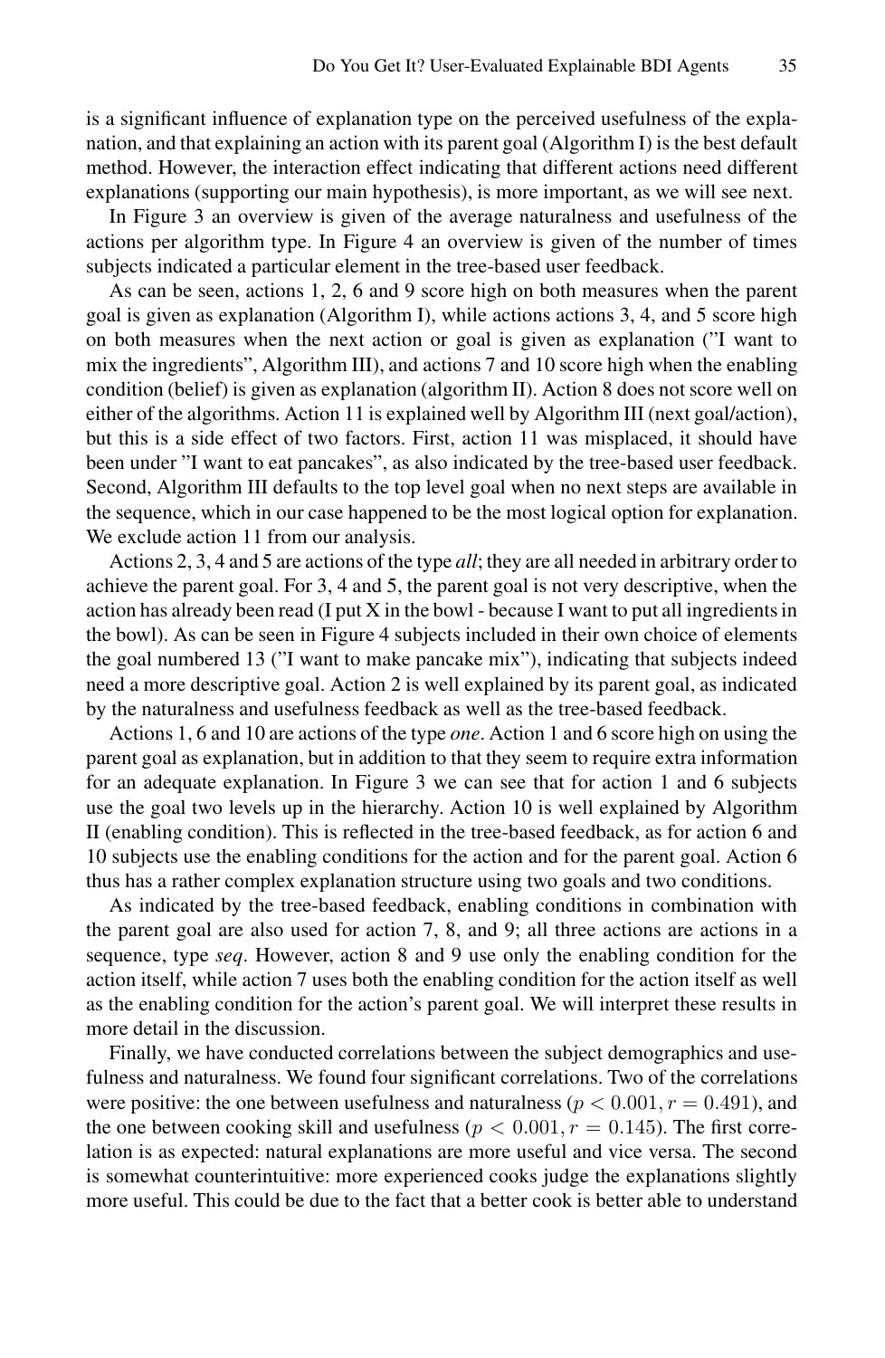is a significant influence of explanation type on the perceived usefulness of the explanation, and that explaining an action with its parent goal (Algorithm I) is the best default method. However, the interaction effect indicating that different actions need different explanations (supporting our main hypothesis), is more important, as we will see next.

In Figure 3 an overview is given of the average naturalness and usefulness of the actions per algorithm type. In Figure 4 an overview is given of the number of times subjects indicated a particular element in the tree-based user feedback.

As can be seen, actions 1, 2, 6 and 9 score high on both measures when the parent goal is given as explanation (Algorithm I), while actions actions 3, 4, and 5 score high on both measures when the next action or goal is given as explanation ("I want to mix the ingredients", Algorithm III), and actions 7 and 10 score high when the enabling condition (belief) is given as explanation (algorithm II). Action 8 does not score well on either of the algorithms. Action 11 is explained well by Algorithm III (next goal/action), but this is a side effect of two factors. First, action 11 was misplaced, it should have been under "I want to eat pancakes", as also indicated by the tree-based user feedback. Second, Algorithm III defaults to the top level goal when no next steps are available in the sequence, which in our case happened to be the most logical option for explanation. We exclude action 11 from our analysis.

Actions 2, 3, 4 and 5 are actions of the type *all*; they are all needed in arbitrary order to achieve the parent goal. For 3, 4 and 5, the parent goal is not very descriptive, when the action has already been read (I put X in the bowl - because I want to put all ingredients in the bowl). As can be seen in Figure 4 subjects included in their own choice of elements the goal numbered 13 ("I want to make pancake mix"), indicating that subjects indeed need a more descriptive goal. Action 2 is well explained by its parent goal, as indicated by the naturalness and usefulness feedback as well as the tree-based feedback.

Actions 1, 6 and 10 are actions of the type *one*. Action 1 and 6 score high on using the parent goal as explanation, but in addition to that they seem to require extra information for an adequate explanation. In Figure 3 we can see that for action 1 and 6 subjects use the goal two levels up in the hierarchy. Action 10 is well explained by Algorithm II (enabling condition). This is reflected in the tree-based feedback, as for action 6 and 10 subjects use the enabling conditions for the action and for the parent goal. Action 6 thus has a rather complex explanation structure using two goals and two conditions.

As indicated by the tree-based feedback, enabling conditions in combination with the parent goal are also used for action 7, 8, and 9; all three actions are actions in a sequence, type *seq*. However, action 8 and 9 use only the enabling condition for the action itself, while action 7 uses both the enabling condition for the action itself as well as the enabling condition for the action's parent goal. We will interpret these results in more detail in the discussion.

Finally, we have conducted correlations between the subject demographics and usefulness and naturalness. We found four significant correlations. Two of the correlations were positive: the one between usefulness and naturalness ($p < 0.001, r = 0.491$), and the one between cooking skill and usefulness ($p < 0.001, r = 0.145$). The first correlation is as expected: natural explanations are more useful and vice versa. The second is somewhat counterintuitive: more experienced cooks judge the explanations slightly more useful. This could be due to the fact that a better cook is better able to understand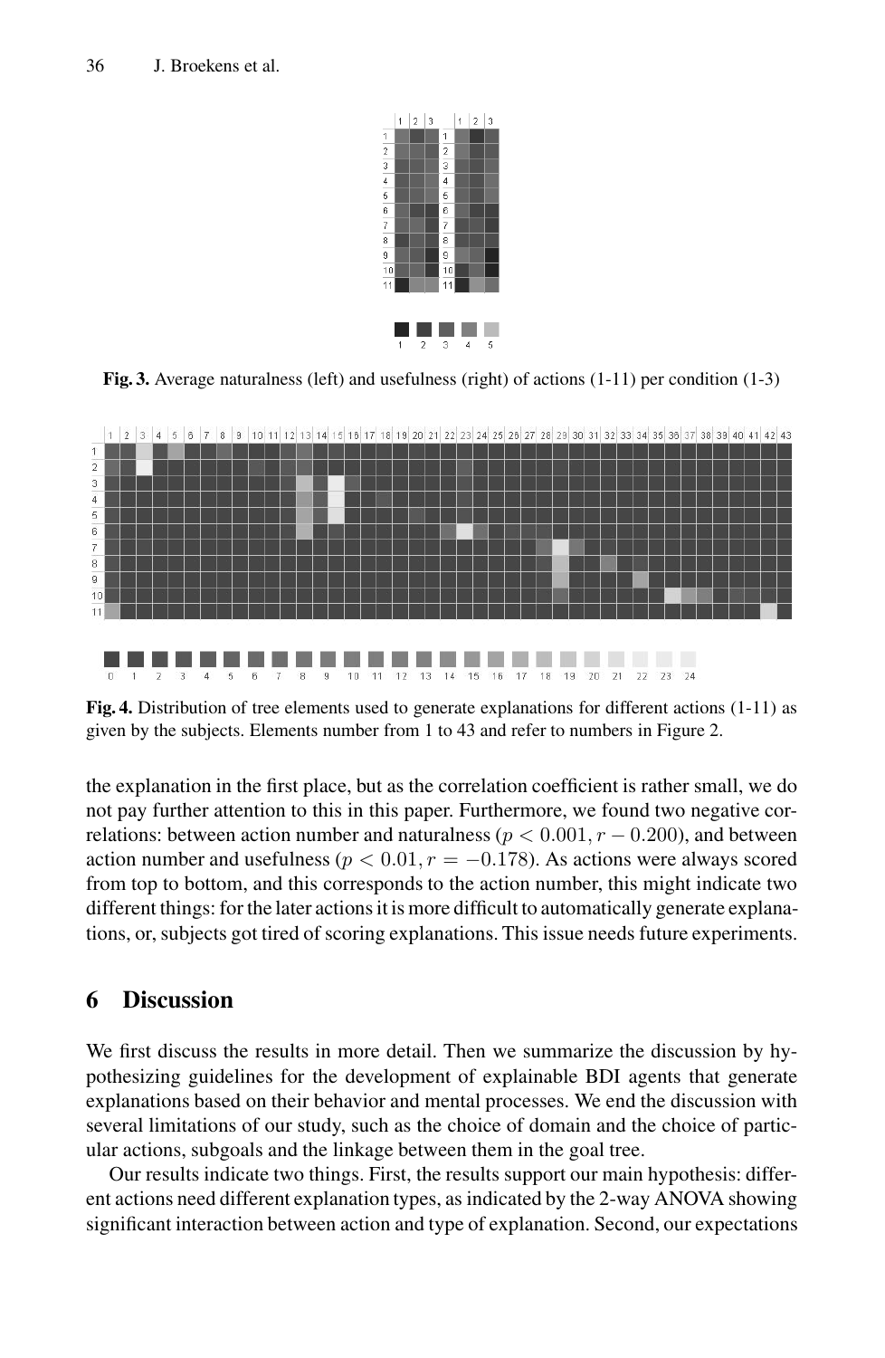Fig. 3. Average naturalness (left) and usefulness (right) of actions (1-11) per condition (1-3)

Fig. 4. Distribution of tree elements used to generate explanations for different actions (1-11) as given by the subjects. Elements number from 1 to 43 and refer to numbers in Figure 2.

the explanation in the first place, but as the correlation coefficient is rather small, we do not pay further attention to this in this paper. Furthermore, we found two negative correlations: between action number and naturalness ($p < 0.001, r - 0.200$), and between action number and usefulness ($p < 0.01, r = -0.178$). As actions were always scored from top to bottom, and this corresponds to the action number, this might indicate two different things: for the later actions it is more difficult to automatically generate explanations, or, subjects got tired of scoring explanations. This issue needs future experiments.

## 6 Discussion

We first discuss the results in more detail. Then we summarize the discussion by hypothesizing guidelines for the development of explainable BDI agents that generate explanations based on their behavior and mental processes. We end the discussion with several limitations of our study, such as the choice of domain and the choice of particular actions, subgoals and the linkage between them in the goal tree.

Our results indicate two things. First, the results support our main hypothesis: different actions need different explanation types, as indicated by the 2-way ANOVA showing significant interaction between action and type of explanation. Second, our expectations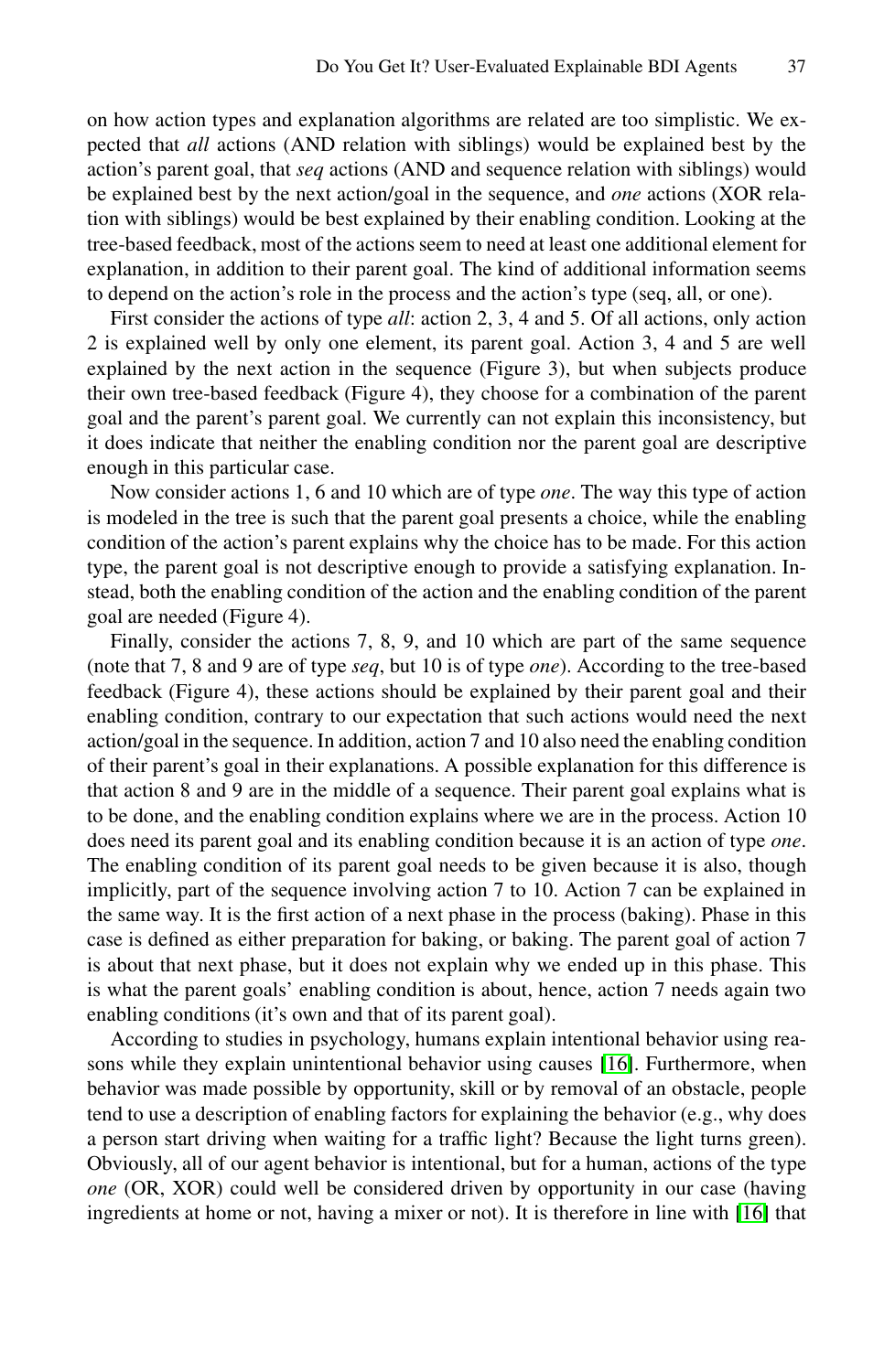on how action types and explanation algorithms are related are too simplistic. We expected that *all* actions (AND relation with siblings) would be explained best by the action's parent goal, that *seq* actions (AND and sequence relation with siblings) would be explained best by the next action/goal in the sequence, and *one* actions (XOR relation with siblings) would be best explained by their enabling condition. Looking at the tree-based feedback, most of the actions seem to need at least one additional element for explanation, in addition to their parent goal. The kind of additional information seems to depend on the action's role in the process and the action's type (seq, all, or one).

First consider the actions of type *all*: action 2, 3, 4 and 5. Of all actions, only action 2 is explained well by only one element, its parent goal. Action 3, 4 and 5 are well explained by the next action in the sequence (Figure 3), but when subjects produce their own tree-based feedback (Figure 4), they choose for a combination of the parent goal and the parent's parent goal. We currently can not explain this inconsistency, but it does indicate that neither the enabling condition nor the parent goal are descriptive enough in this particular case.

Now consider actions 1, 6 and 10 which are of type *one*. The way this type of action is modeled in the tree is such that the parent goal presents a choice, while the enabling condition of the action's parent explains why the choice has to be made. For this action type, the parent goal is not descriptive enough to provide a satisfying explanation. Instead, both the enabling condition of the action and the enabling condition of the parent goal are needed (Figure 4).

Finally, consider the actions 7, 8, 9, and 10 which are part of the same sequence (note that 7, 8 and 9 are of type *seq*, but 10 is of type *one*). According to the tree-based feedback (Figure 4), these actions should be explained by their parent goal and their enabling condition, contrary to our expectation that such actions would need the next action/goal in the sequence. In addition, action 7 and 10 also need the enabling condition of their parent's goal in their explanations. A possible explanation for this difference is that action 8 and 9 are in the middle of a sequence. Their parent goal explains what is to be done, and the enabling condition explains where we are in the process. Action 10 does need its parent goal and its enabling condition because it is an action of type *one*. The enabling condition of its parent goal needs to be given because it is also, though implicitly, part of the sequence involving action 7 to 10. Action 7 can be explained in the same way. It is the first action of a next phase in the process (baking). Phase in this case is defined as either preparation for baking, or baking. The parent goal of action 7 is about that next phase, but it does not explain why we ended up in this phase. This is what the parent goals' enabling condition is about, hence, action 7 needs again two enabling conditions (it's own and that of its parent goal).

According to studies in psychology, humans explain intentional behavior using reasons while they explain unintentional behavior using causes [16]. Furthermore, when behavior was made possible by opportunity, skill or by removal of an obstacle, people tend to use a description of enabling factors for explaining the behavior (e.g., why does a person start driving when waiting for a traffic light? Because the light turns green). Obviously, all of our agent behavior is intentional, but for a human, actions of the type *one* (OR, XOR) could well be considered driven by opportunity in our case (having ingredients at home or not, having a mixer or not). It is therefore in line with [16] that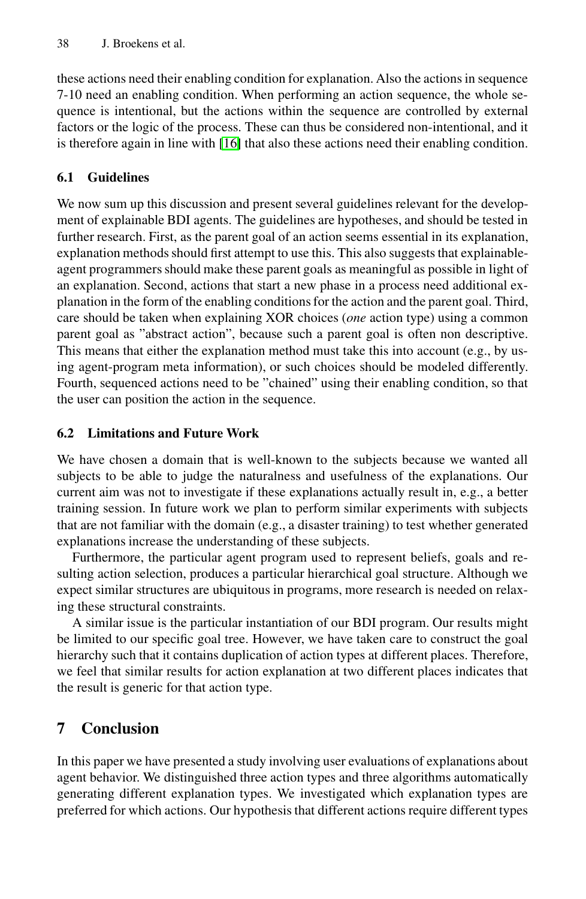these actions need their enabling condition for explanation. Also the actions in sequence 7-10 need an enabling condition. When performing an action sequence, the whole sequence is intentional, but the actions within the sequence are controlled by external factors or the logic of the process. These can thus be considered non-intentional, and it is therefore again in line with [16] that also these actions need their enabling condition.

### 6.1 Guidelines

We now sum up this discussion and present several guidelines relevant for the development of explainable BDI agents. The guidelines are hypotheses, and should be tested in further research. First, as the parent goal of an action seems essential in its explanation, explanation methods should first attempt to use this. This also suggests that explainable-agent programmers should make these parent goals as meaningful as possible in light of an explanation. Second, actions that start a new phase in a process need additional explanation in the form of the enabling conditions for the action and the parent goal. Third, care should be taken when explaining XOR choices (*one* action type) using a common parent goal as "abstract action", because such a parent goal is often non descriptive. This means that either the explanation method must take this into account (e.g., by using agent-program meta information), or such choices should be modeled differently. Fourth, sequenced actions need to be "chained" using their enabling condition, so that the user can position the action in the sequence.

### 6.2 Limitations and Future Work

We have chosen a domain that is well-known to the subjects because we wanted all subjects to be able to judge the naturalness and usefulness of the explanations. Our current aim was not to investigate if these explanations actually result in, e.g., a better training session. In future work we plan to perform similar experiments with subjects that are not familiar with the domain (e.g., a disaster training) to test whether generated explanations increase the understanding of these subjects.

Furthermore, the particular agent program used to represent beliefs, goals and resulting action selection, produces a particular hierarchical goal structure. Although we expect similar structures are ubiquitous in programs, more research is needed on relaxing these structural constraints.

A similar issue is the particular instantiation of our BDI program. Our results might be limited to our specific goal tree. However, we have taken care to construct the goal hierarchy such that it contains duplication of action types at different places. Therefore, we feel that similar results for action explanation at two different places indicates that the result is generic for that action type.

## 7 Conclusion

In this paper we have presented a study involving user evaluations of explanations about agent behavior. We distinguished three action types and three algorithms automatically generating different explanation types. We investigated which explanation types are preferred for which actions. Our hypothesis that different actions require different types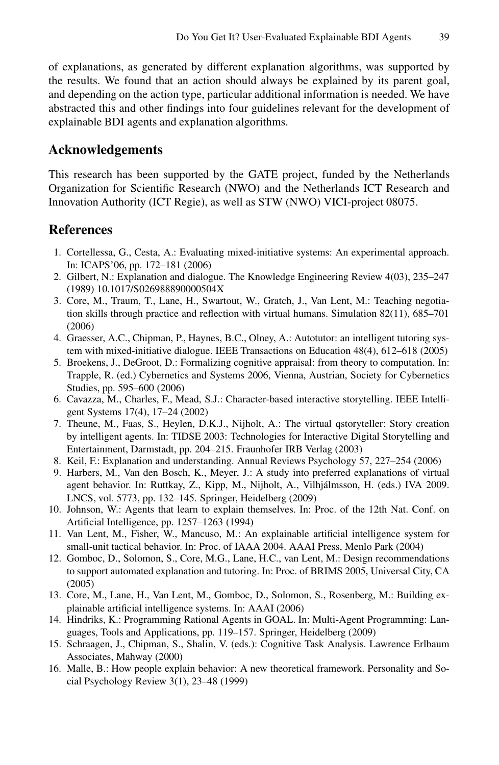of explanations, as generated by different explanation algorithms, was supported by the results. We found that an action should always be explained by its parent goal, and depending on the action type, particular additional information is needed. We have abstracted this and other findings into four guidelines relevant for the development of explainable BDI agents and explanation algorithms.

## Acknowledgements

This research has been supported by the GATE project, funded by the Netherlands Organization for Scientific Research (NWO) and the Netherlands ICT Research and Innovation Authority (ICT Regie), as well as STW (NWO) VICI-project 08075.

## References

1. Cortellessa, G., Cesta, A.: Evaluating mixed-initiative systems: An experimental approach. In: ICAPS'06, pp. 172–181 (2006)
2. Gilbert, N.: Explanation and dialogue. The Knowledge Engineering Review 4(03), 235–247 (1989) 10.1017/S026988890000504X
3. Core, M., Traum, T., Lane, H., Swartout, W., Gratch, J., Van Lent, M.: Teaching negotiation skills through practice and reflection with virtual humans. Simulation 82(11), 685–701 (2006)
4. Graesser, A.C., Chipman, P., Haynes, B.C., Olney, A.: Autotutor: an intelligent tutoring system with mixed-initiative dialogue. IEEE Transactions on Education 48(4), 612–618 (2005)
5. Broekens, J., DeGroot, D.: Formalizing cognitive appraisal: from theory to computation. In: Trapple, R. (ed.) Cybernetics and Systems 2006, Vienna, Austrian, Society for Cybernetics Studies, pp. 595–600 (2006)
6. Cavazza, M., Charles, F., Mead, S.J.: Character-based interactive storytelling. IEEE Intelligent Systems 17(4), 17–24 (2002)
7. Theune, M., Faas, S., Heylen, D.K.J., Nijholt, A.: The virtual qstoryteller: Story creation by intelligent agents. In: TIDSE 2003: Technologies for Interactive Digital Storytelling and Entertainment, Darmstadt, pp. 204–215. Fraunhofer IRB Verlag (2003)
8. Keil, F.: Explanation and understanding. Annual Reviews Psychology 57, 227–254 (2006)
9. Harbers, M., Van den Bosch, K., Meyer, J.: A study into preferred explanations of virtual agent behavior. In: Ruttkay, Z., Kipp, M., Nijholt, A., Vilhjálmsson, H. (eds.) IVA 2009. LNCS, vol. 5773, pp. 132–145. Springer, Heidelberg (2009)
10. Johnson, W.: Agents that learn to explain themselves. In: Proc. of the 12th Nat. Conf. on Artificial Intelligence, pp. 1257–1263 (1994)
11. Van Lent, M., Fisher, W., Mancuso, M.: An explainable artificial intelligence system for small-unit tactical behavior. In: Proc. of IAAA 2004. AAAI Press, Menlo Park (2004)
12. Gomboc, D., Solomon, S., Core, M.G., Lane, H.C., van Lent, M.: Design recommendations to support automated explanation and tutoring. In: Proc. of BRIMS 2005, Universal City, CA (2005)
13. Core, M., Lane, H., Van Lent, M., Gomboc, D., Solomon, S., Rosenberg, M.: Building explainable artificial intelligence systems. In: AAAI (2006)
14. Hindriks, K.: Programming Rational Agents in GOAL. In: Multi-Agent Programming: Languages, Tools and Applications, pp. 119–157. Springer, Heidelberg (2009)
15. Schraagen, J., Chipman, S., Shalin, V. (eds.): Cognitive Task Analysis. Lawrence Erlbaum Associates, Mahway (2000)
16. Malle, B.: How people explain behavior: A new theoretical framework. Personality and Social Psychology Review 3(1), 23–48 (1999)